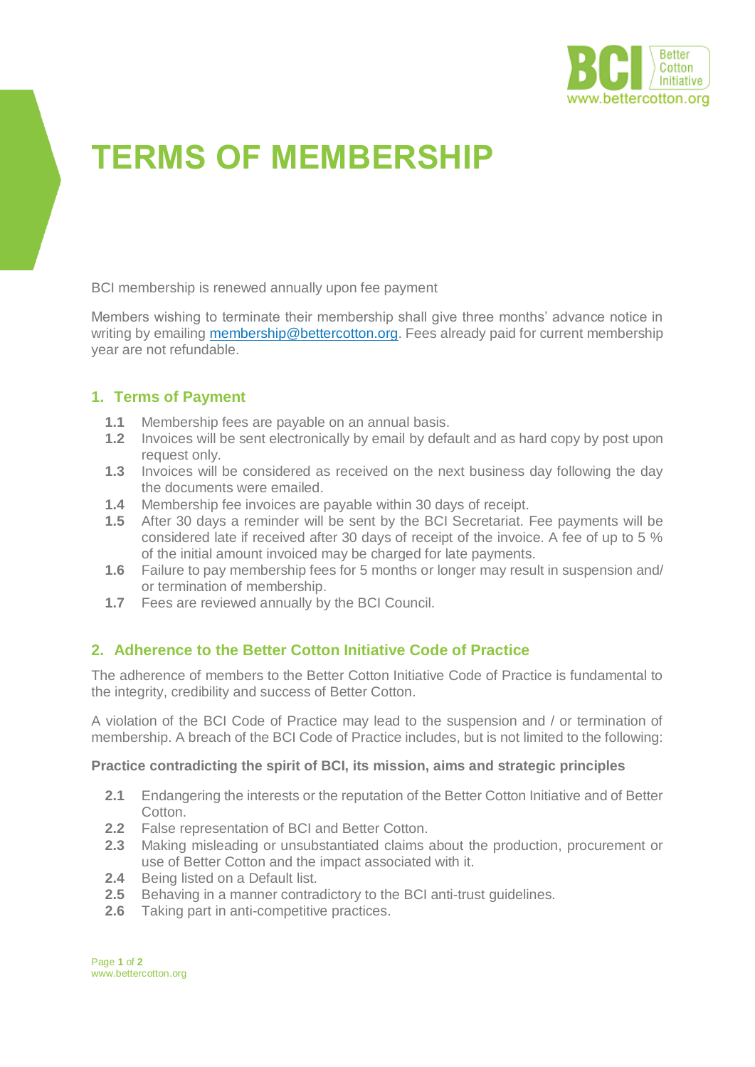# TERMS OF MEMBERSHIP

BCI membership is renewed annually upon fee payment

Members wishing to terminate their membership shall give three months' advance notice in writing by emailing membership@bettercotton.org. Fees already paid for current membership year are not refundable.

## 1. Terms of Payment

**1.1** Membership fees are payable on an annual basis.

**1.2** Invoices will be sent electronically by email by default and as hard copy by post upon request only.

**1.3** Invoices will be considered as received on the next business day following the day the documents were emailed.

**1.4** Membership fee invoices are payable within 30 days of receipt.

**1.5** After 30 days a reminder will be sent by the BCI Secretariat. Fee payments will be considered late if received after 30 days of receipt of the invoice. A fee of up to 5 % of the initial amount invoiced may be charged for late payments.

**1.6** Failure to pay membership fees for 5 months or longer may result in suspension and/ or termination of membership.

**1.7** Fees are reviewed annually by the BCI Council.

## 2. Adherence to the Better Cotton Initiative Code of Practice

The adherence of members to the Better Cotton Initiative Code of Practice is fundamental to the integrity, credibility and success of Better Cotton.

A violation of the BCI Code of Practice may lead to the suspension and / or termination of membership. A breach of the BCI Code of Practice includes, but is not limited to the following:

**Practice contradicting the spirit of BCI, its mission, aims and strategic principles**

**2.1** Endangering the interests or the reputation of the Better Cotton Initiative and of Better Cotton.

**2.2** False representation of BCI and Better Cotton.

**2.3** Making misleading or unsubstantiated claims about the production, procurement or use of Better Cotton and the impact associated with it.

**2.4** Being listed on a Default list.

**2.5** Behaving in a manner contradictory to the BCI anti-trust guidelines.

**2.6** Taking part in anti-competitive practices.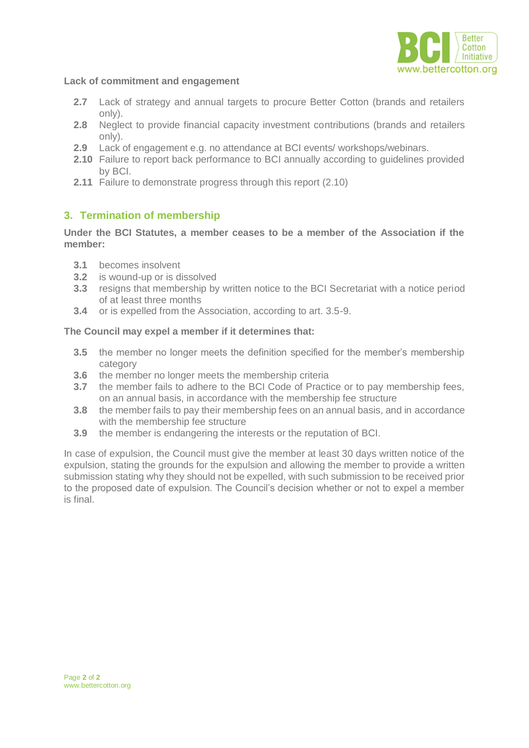**Lack of commitment and engagement**

- **2.7** Lack of strategy and annual targets to procure Better Cotton (brands and retailers only).
- **2.8** Neglect to provide financial capacity investment contributions (brands and retailers only).
- **2.9** Lack of engagement e.g. no attendance at BCI events/ workshops/webinars.
- **2.10** Failure to report back performance to BCI annually according to guidelines provided by BCI.
- **2.11** Failure to demonstrate progress through this report (2.10)

## 3. Termination of membership

**Under the BCI Statutes, a member ceases to be a member of the Association if the member:**

- **3.1** becomes insolvent
- **3.2** is wound-up or is dissolved
- **3.3** resigns that membership by written notice to the BCI Secretariat with a notice period of at least three months
- **3.4** or is expelled from the Association, according to art. 3.5-9.

**The Council may expel a member if it determines that:**

- **3.5** the member no longer meets the definition specified for the member's membership category
- **3.6** the member no longer meets the membership criteria
- **3.7** the member fails to adhere to the BCI Code of Practice or to pay membership fees, on an annual basis, in accordance with the membership fee structure
- **3.8** the member fails to pay their membership fees on an annual basis, and in accordance with the membership fee structure
- **3.9** the member is endangering the interests or the reputation of BCI.

In case of expulsion, the Council must give the member at least 30 days written notice of the expulsion, stating the grounds for the expulsion and allowing the member to provide a written submission stating why they should not be expelled, with such submission to be received prior to the proposed date of expulsion. The Council's decision whether or not to expel a member is final.